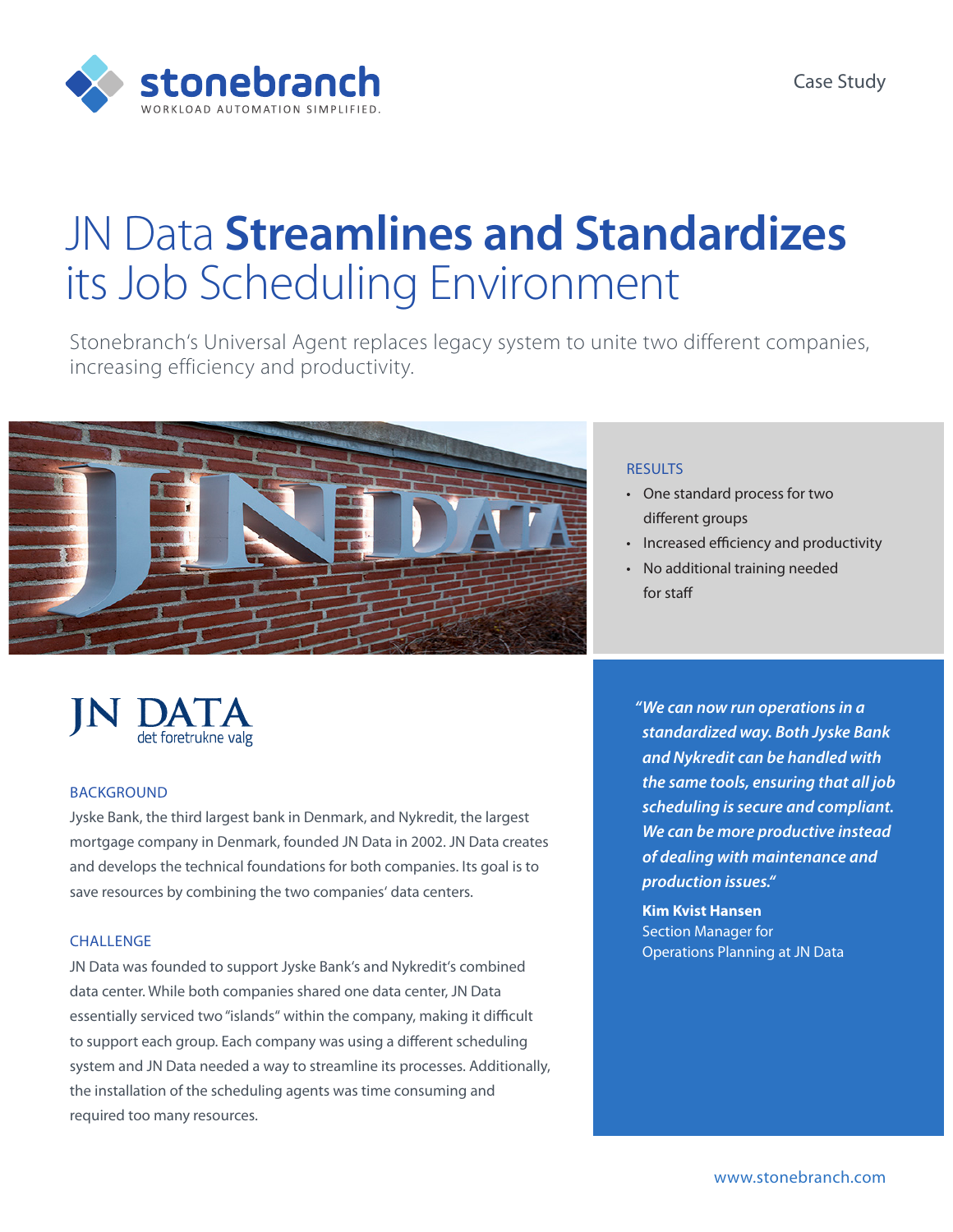stonebranch
WORKLOAD AUTOMATION SIMPLIFIED.

Case Study

# JN Data **Streamlines and Standardizes** its Job Scheduling Environment

Stonebranch's Universal Agent replaces legacy system to unite two different companies, increasing efficiency and productivity.

## RESULTS

- One standard process for two different groups
- Increased efficiency and productivity
- No additional training needed for staff

JN DATA
det foretrukne valg

## BACKGROUND

Jyske Bank, the third largest bank in Denmark, and Nykredit, the largest mortgage company in Denmark, founded JN Data in 2002. JN Data creates and develops the technical foundations for both companies. Its goal is to save resources by combining the two companies' data centers.

## CHALLENGE

JN Data was founded to support Jyske Bank's and Nykredit's combined data center. While both companies shared one data center, JN Data essentially serviced two "islands" within the company, making it difficult to support each group. Each company was using a different scheduling system and JN Data needed a way to streamline its processes. Additionally, the installation of the scheduling agents was time consuming and required too many resources.

> ***"We can now run operations in a standardized way. Both Jyske Bank and Nykredit can be handled with the same tools, ensuring that all job scheduling is secure and compliant. We can be more productive instead of dealing with maintenance and production issues."***
>
> **Kim Kvist Hansen**
> Section Manager for
> Operations Planning at JN Data

www.stonebranch.com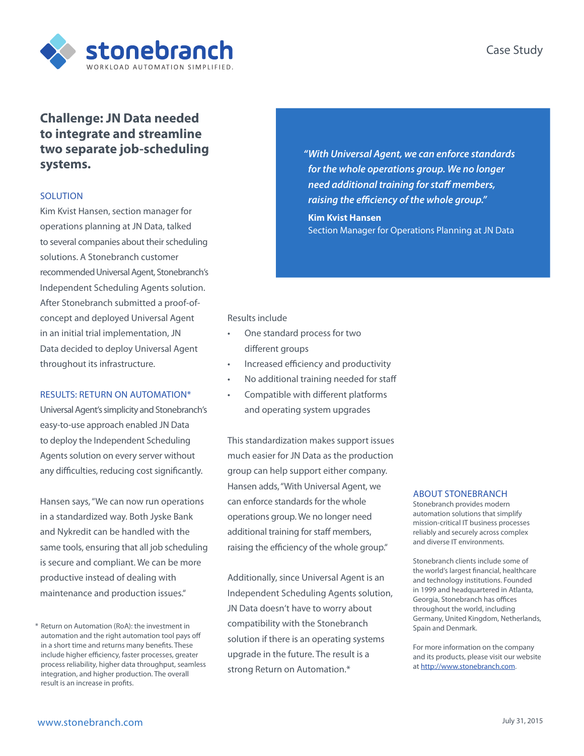Case Study

## Challenge: JN Data needed to integrate and streamline two separate job-scheduling systems.

> *"With Universal Agent, we can enforce standards for the whole operations group. We no longer need additional training for staff members, raising the efficiency of the whole group."*
>
> **Kim Kvist Hansen**
> Section Manager for Operations Planning at JN Data

### SOLUTION

Kim Kvist Hansen, section manager for operations planning at JN Data, talked to several companies about their scheduling solutions. A Stonebranch customer recommended Universal Agent, Stonebranch's Independent Scheduling Agents solution. After Stonebranch submitted a proof-of-concept and deployed Universal Agent in an initial trial implementation, JN Data decided to deploy Universal Agent throughout its infrastructure.

### RESULTS: RETURN ON AUTOMATION*

Universal Agent's simplicity and Stonebranch's easy-to-use approach enabled JN Data to deploy the Independent Scheduling Agents solution on every server without any difficulties, reducing cost significantly.

Hansen says, "We can now run operations in a standardized way. Both Jyske Bank and Nykredit can be handled with the same tools, ensuring that all job scheduling is secure and compliant. We can be more productive instead of dealing with maintenance and production issues."

Results include

- One standard process for two different groups
- Increased efficiency and productivity
- No additional training needed for staff
- Compatible with different platforms and operating system upgrades

This standardization makes support issues much easier for JN Data as the production group can help support either company. Hansen adds, "With Universal Agent, we can enforce standards for the whole operations group. We no longer need additional training for staff members, raising the efficiency of the whole group."

Additionally, since Universal Agent is an Independent Scheduling Agents solution, JN Data doesn't have to worry about compatibility with the Stonebranch solution if there is an operating systems upgrade in the future. The result is a strong Return on Automation.*

\* Return on Automation (RoA): the investment in automation and the right automation tool pays off in a short time and returns many benefits. These include higher efficiency, faster processes, greater process reliability, higher data throughput, seamless integration, and higher production. The overall result is an increase in profits.

### ABOUT STONEBRANCH

Stonebranch provides modern automation solutions that simplify mission-critical IT business processes reliably and securely across complex and diverse IT environments.

Stonebranch clients include some of the world's largest financial, healthcare and technology institutions. Founded in 1999 and headquartered in Atlanta, Georgia, Stonebranch has offices throughout the world, including Germany, United Kingdom, Netherlands, Spain and Denmark.

For more information on the company and its products, please visit our website at http://www.stonebranch.com.

www.stonebranch.com

July 31, 2015